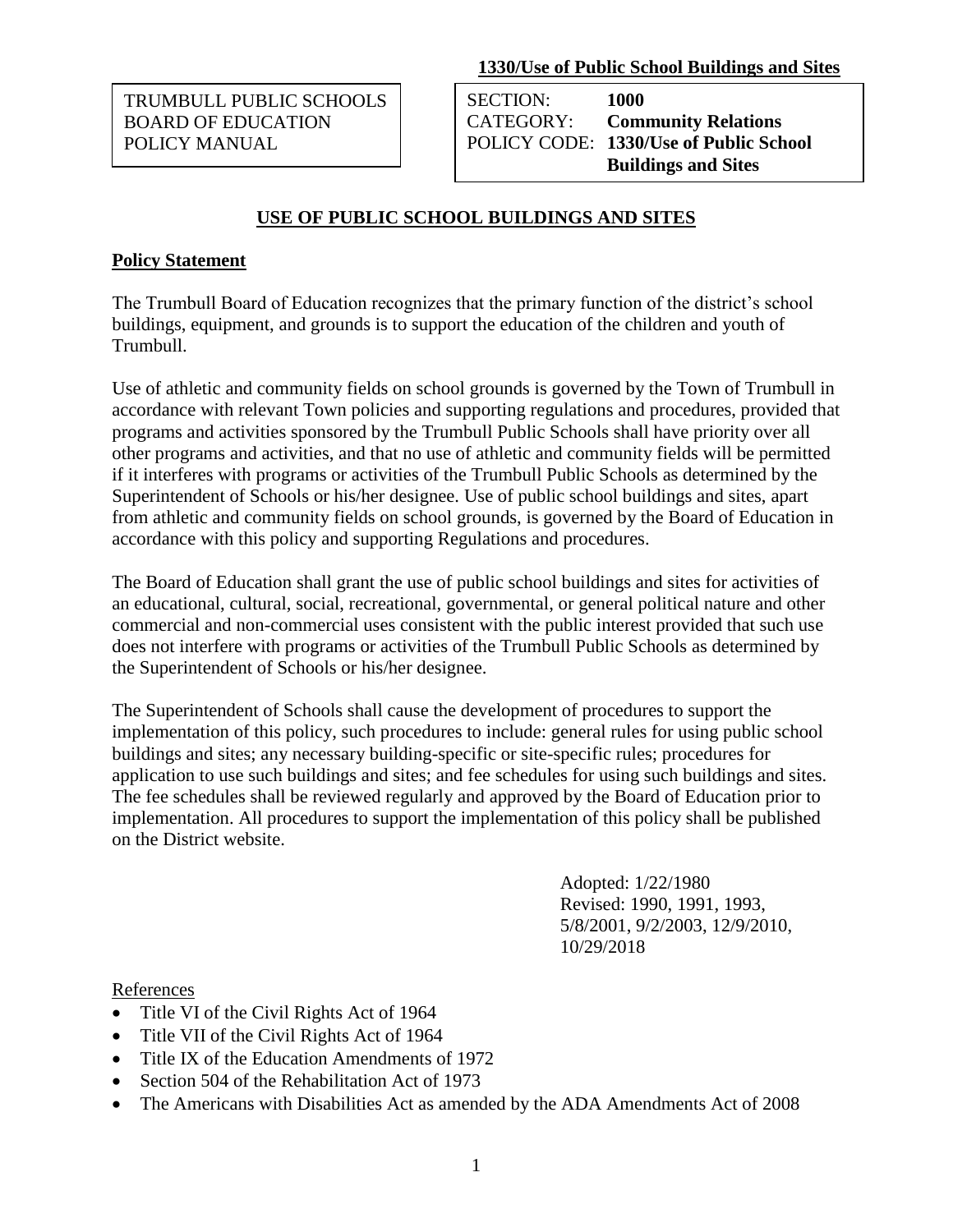**1330/Use of Public School Buildings and Sites**

| TRUMBULL PUBLIC SCHOOLS<br>BOARD OF EDUCATION<br>POLICY MANUAL | SECTION: **1000**<br>CATEGORY: **Community Relations**<br>POLICY CODE: **1330/Use of Public School Buildings and Sites** |
|---|---|

## USE OF PUBLIC SCHOOL BUILDINGS AND SITES

### Policy Statement

The Trumbull Board of Education recognizes that the primary function of the district's school buildings, equipment, and grounds is to support the education of the children and youth of Trumbull.

Use of athletic and community fields on school grounds is governed by the Town of Trumbull in accordance with relevant Town policies and supporting regulations and procedures, provided that programs and activities sponsored by the Trumbull Public Schools shall have priority over all other programs and activities, and that no use of athletic and community fields will be permitted if it interferes with programs or activities of the Trumbull Public Schools as determined by the Superintendent of Schools or his/her designee. Use of public school buildings and sites, apart from athletic and community fields on school grounds, is governed by the Board of Education in accordance with this policy and supporting Regulations and procedures.

The Board of Education shall grant the use of public school buildings and sites for activities of an educational, cultural, social, recreational, governmental, or general political nature and other commercial and non-commercial uses consistent with the public interest provided that such use does not interfere with programs or activities of the Trumbull Public Schools as determined by the Superintendent of Schools or his/her designee.

The Superintendent of Schools shall cause the development of procedures to support the implementation of this policy, such procedures to include: general rules for using public school buildings and sites; any necessary building-specific or site-specific rules; procedures for application to use such buildings and sites; and fee schedules for using such buildings and sites. The fee schedules shall be reviewed regularly and approved by the Board of Education prior to implementation. All procedures to support the implementation of this policy shall be published on the District website.

Adopted: 1/22/1980
Revised: 1990, 1991, 1993, 5/8/2001, 9/2/2003, 12/9/2010, 10/29/2018

References

- Title VI of the Civil Rights Act of 1964
- Title VII of the Civil Rights Act of 1964
- Title IX of the Education Amendments of 1972
- Section 504 of the Rehabilitation Act of 1973
- The Americans with Disabilities Act as amended by the ADA Amendments Act of 2008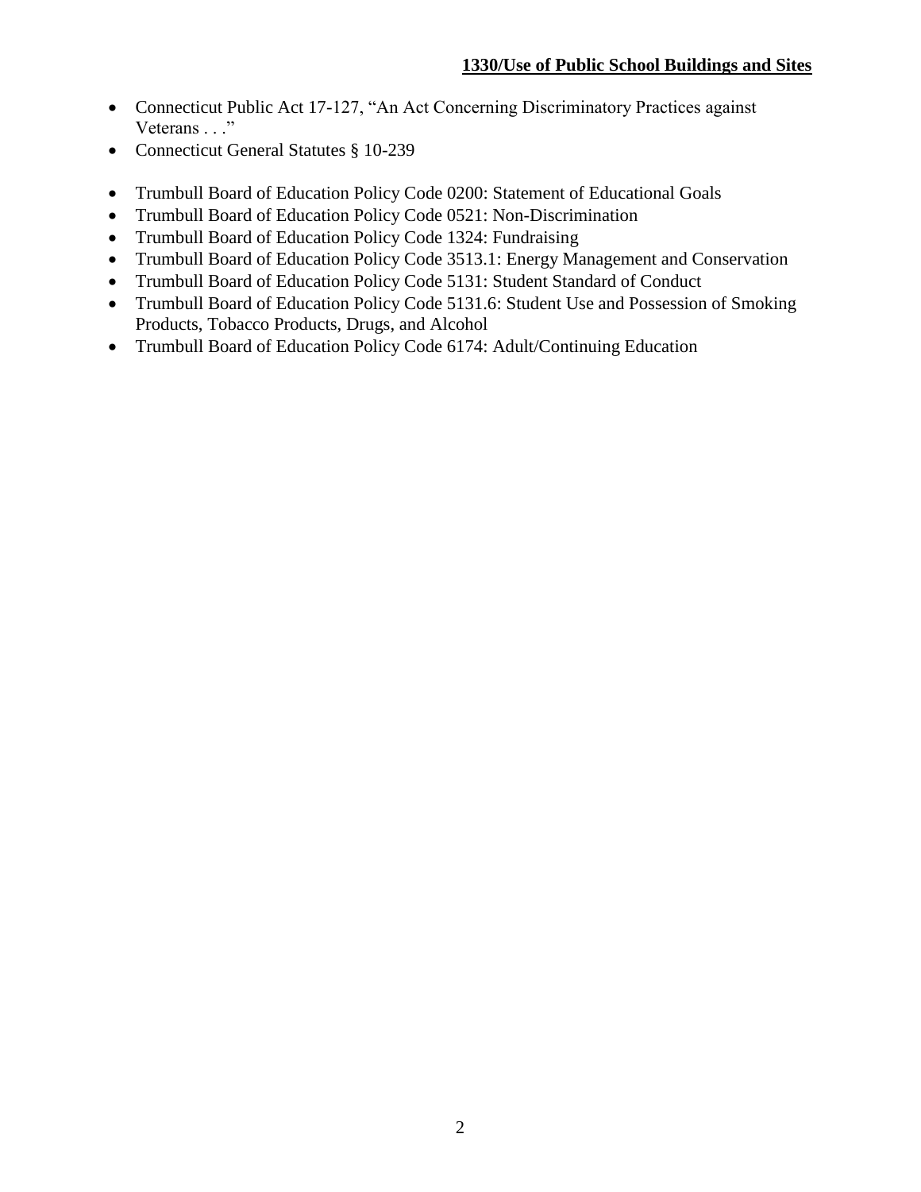- Connecticut Public Act 17-127, "An Act Concerning Discriminatory Practices against Veterans . . ."
- Connecticut General Statutes § 10-239

- Trumbull Board of Education Policy Code 0200: Statement of Educational Goals
- Trumbull Board of Education Policy Code 0521: Non-Discrimination
- Trumbull Board of Education Policy Code 1324: Fundraising
- Trumbull Board of Education Policy Code 3513.1: Energy Management and Conservation
- Trumbull Board of Education Policy Code 5131: Student Standard of Conduct
- Trumbull Board of Education Policy Code 5131.6: Student Use and Possession of Smoking Products, Tobacco Products, Drugs, and Alcohol
- Trumbull Board of Education Policy Code 6174: Adult/Continuing Education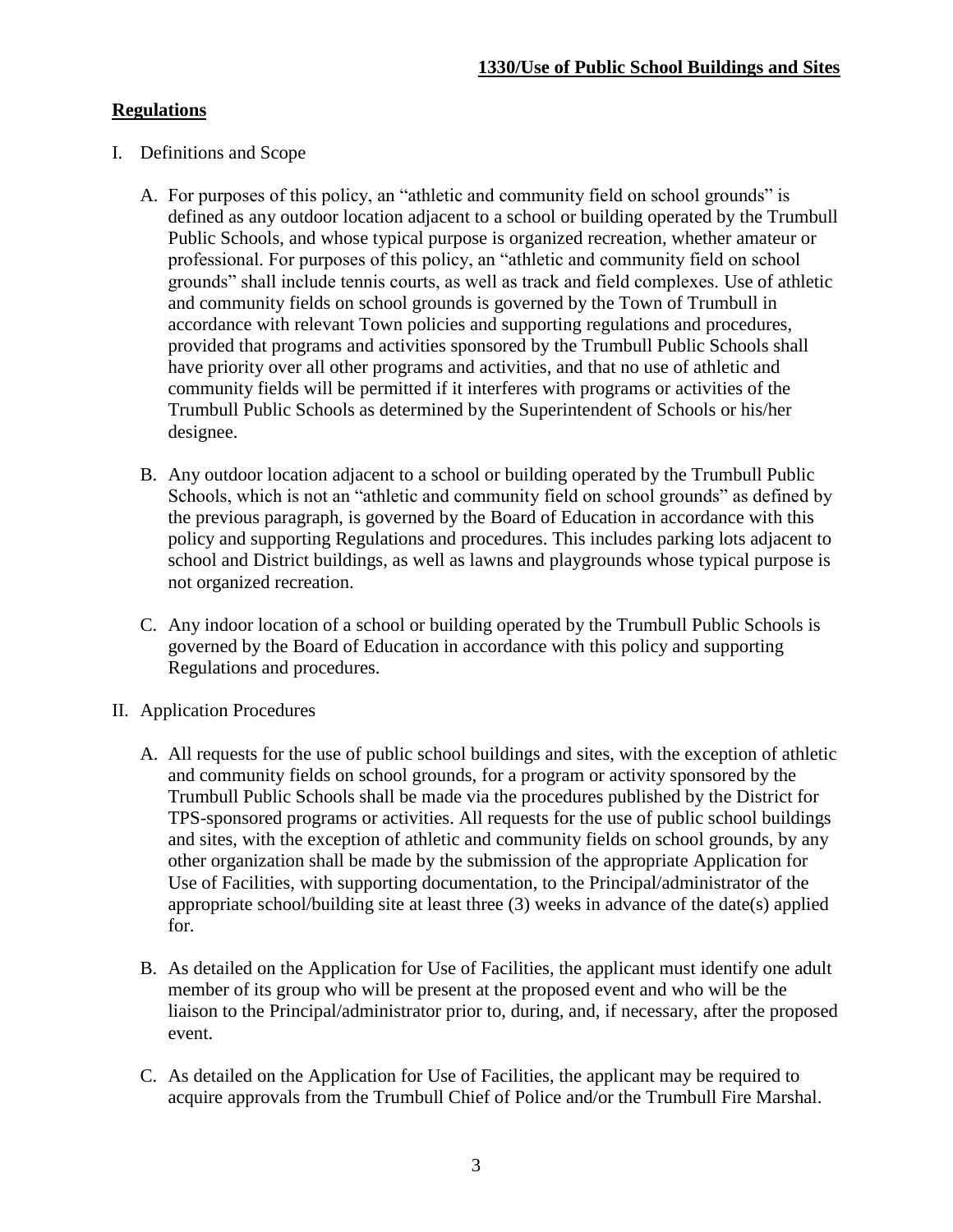**1330/Use of Public School Buildings and Sites**

## Regulations

I. Definitions and Scope

A. For purposes of this policy, an "athletic and community field on school grounds" is defined as any outdoor location adjacent to a school or building operated by the Trumbull Public Schools, and whose typical purpose is organized recreation, whether amateur or professional. For purposes of this policy, an "athletic and community field on school grounds" shall include tennis courts, as well as track and field complexes. Use of athletic and community fields on school grounds is governed by the Town of Trumbull in accordance with relevant Town policies and supporting regulations and procedures, provided that programs and activities sponsored by the Trumbull Public Schools shall have priority over all other programs and activities, and that no use of athletic and community fields will be permitted if it interferes with programs or activities of the Trumbull Public Schools as determined by the Superintendent of Schools or his/her designee.

B. Any outdoor location adjacent to a school or building operated by the Trumbull Public Schools, which is not an "athletic and community field on school grounds" as defined by the previous paragraph, is governed by the Board of Education in accordance with this policy and supporting Regulations and procedures. This includes parking lots adjacent to school and District buildings, as well as lawns and playgrounds whose typical purpose is not organized recreation.

C. Any indoor location of a school or building operated by the Trumbull Public Schools is governed by the Board of Education in accordance with this policy and supporting Regulations and procedures.

II. Application Procedures

A. All requests for the use of public school buildings and sites, with the exception of athletic and community fields on school grounds, for a program or activity sponsored by the Trumbull Public Schools shall be made via the procedures published by the District for TPS-sponsored programs or activities. All requests for the use of public school buildings and sites, with the exception of athletic and community fields on school grounds, by any other organization shall be made by the submission of the appropriate Application for Use of Facilities, with supporting documentation, to the Principal/administrator of the appropriate school/building site at least three (3) weeks in advance of the date(s) applied for.

B. As detailed on the Application for Use of Facilities, the applicant must identify one adult member of its group who will be present at the proposed event and who will be the liaison to the Principal/administrator prior to, during, and, if necessary, after the proposed event.

C. As detailed on the Application for Use of Facilities, the applicant may be required to acquire approvals from the Trumbull Chief of Police and/or the Trumbull Fire Marshal.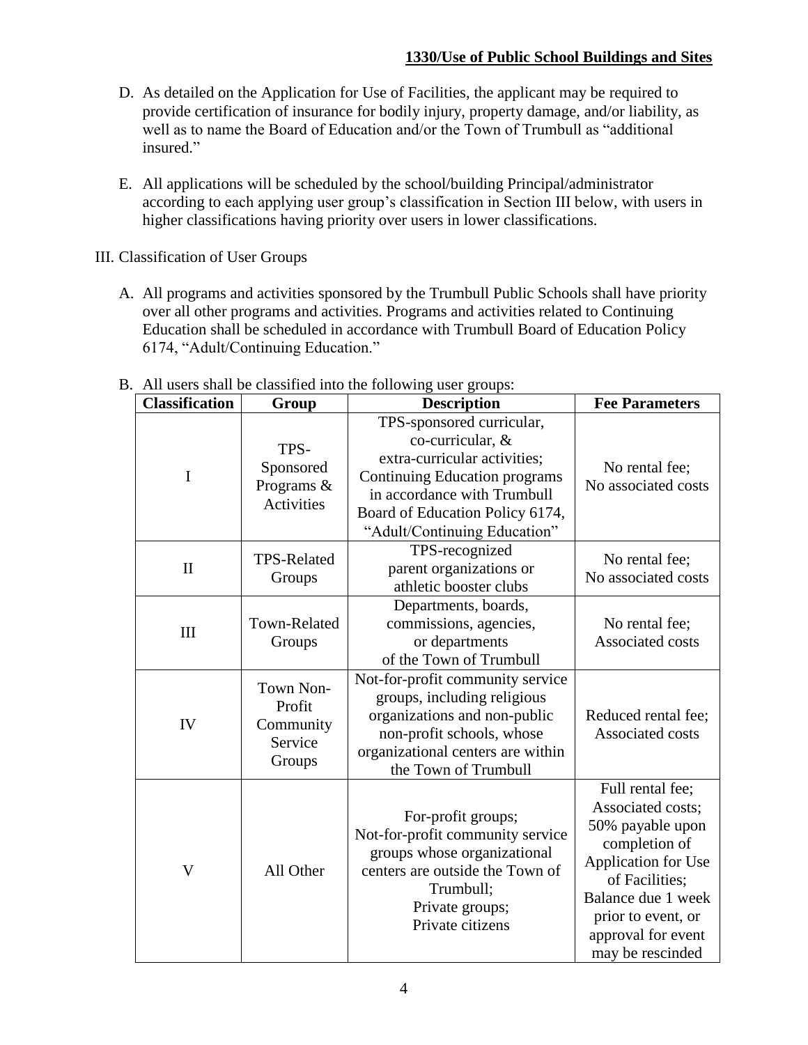D. As detailed on the Application for Use of Facilities, the applicant may be required to provide certification of insurance for bodily injury, property damage, and/or liability, as well as to name the Board of Education and/or the Town of Trumbull as "additional insured."

E. All applications will be scheduled by the school/building Principal/administrator according to each applying user group's classification in Section III below, with users in higher classifications having priority over users in lower classifications.

III. Classification of User Groups

A. All programs and activities sponsored by the Trumbull Public Schools shall have priority over all other programs and activities. Programs and activities related to Continuing Education shall be scheduled in accordance with Trumbull Board of Education Policy 6174, "Adult/Continuing Education."

B. All users shall be classified into the following user groups:

| Classification | Group | Description | Fee Parameters |
|---|---|---|---|
| I | TPS-Sponsored Programs & Activities | TPS-sponsored curricular, co-curricular, & extra-curricular activities; Continuing Education programs in accordance with Trumbull Board of Education Policy 6174, "Adult/Continuing Education" | No rental fee; No associated costs |
| II | TPS-Related Groups | TPS-recognized parent organizations or athletic booster clubs | No rental fee; No associated costs |
| III | Town-Related Groups | Departments, boards, commissions, agencies, or departments of the Town of Trumbull | No rental fee; Associated costs |
| IV | Town Non-Profit Community Service Groups | Not-for-profit community service groups, including religious organizations and non-public non-profit schools, whose organizational centers are within the Town of Trumbull | Reduced rental fee; Associated costs |
| V | All Other | For-profit groups; Not-for-profit community service groups whose organizational centers are outside the Town of Trumbull; Private groups; Private citizens | Full rental fee; Associated costs; 50% payable upon completion of Application for Use of Facilities; Balance due 1 week prior to event, or approval for event may be rescinded |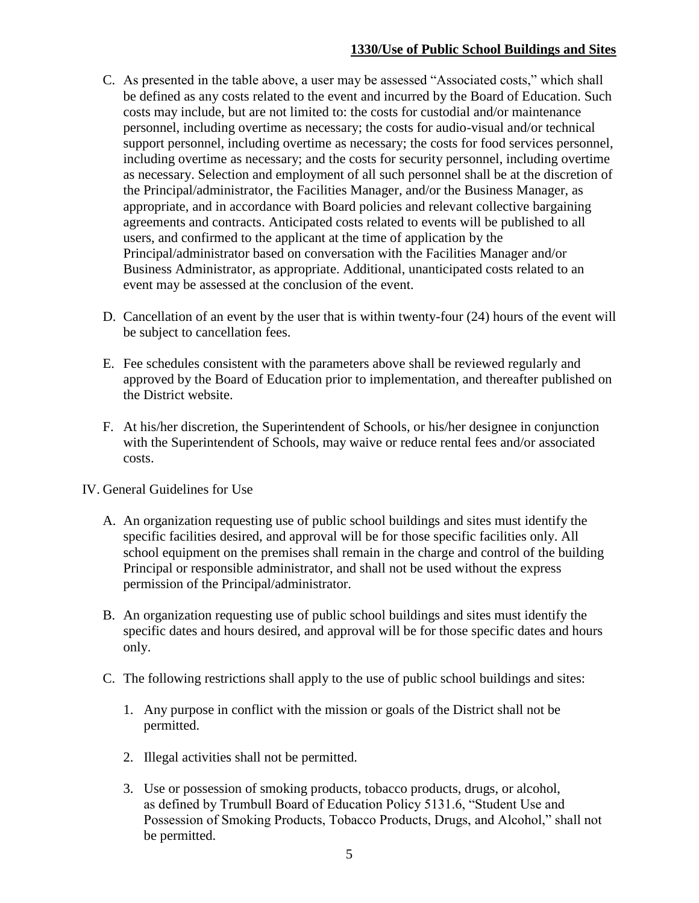C. As presented in the table above, a user may be assessed "Associated costs," which shall be defined as any costs related to the event and incurred by the Board of Education. Such costs may include, but are not limited to: the costs for custodial and/or maintenance personnel, including overtime as necessary; the costs for audio-visual and/or technical support personnel, including overtime as necessary; the costs for food services personnel, including overtime as necessary; and the costs for security personnel, including overtime as necessary. Selection and employment of all such personnel shall be at the discretion of the Principal/administrator, the Facilities Manager, and/or the Business Manager, as appropriate, and in accordance with Board policies and relevant collective bargaining agreements and contracts. Anticipated costs related to events will be published to all users, and confirmed to the applicant at the time of application by the Principal/administrator based on conversation with the Facilities Manager and/or Business Administrator, as appropriate. Additional, unanticipated costs related to an event may be assessed at the conclusion of the event.

D. Cancellation of an event by the user that is within twenty-four (24) hours of the event will be subject to cancellation fees.

E. Fee schedules consistent with the parameters above shall be reviewed regularly and approved by the Board of Education prior to implementation, and thereafter published on the District website.

F. At his/her discretion, the Superintendent of Schools, or his/her designee in conjunction with the Superintendent of Schools, may waive or reduce rental fees and/or associated costs.

IV. General Guidelines for Use

A. An organization requesting use of public school buildings and sites must identify the specific facilities desired, and approval will be for those specific facilities only. All school equipment on the premises shall remain in the charge and control of the building Principal or responsible administrator, and shall not be used without the express permission of the Principal/administrator.

B. An organization requesting use of public school buildings and sites must identify the specific dates and hours desired, and approval will be for those specific dates and hours only.

C. The following restrictions shall apply to the use of public school buildings and sites:

1. Any purpose in conflict with the mission or goals of the District shall not be permitted.

2. Illegal activities shall not be permitted.

3. Use or possession of smoking products, tobacco products, drugs, or alcohol, as defined by Trumbull Board of Education Policy 5131.6, "Student Use and Possession of Smoking Products, Tobacco Products, Drugs, and Alcohol," shall not be permitted.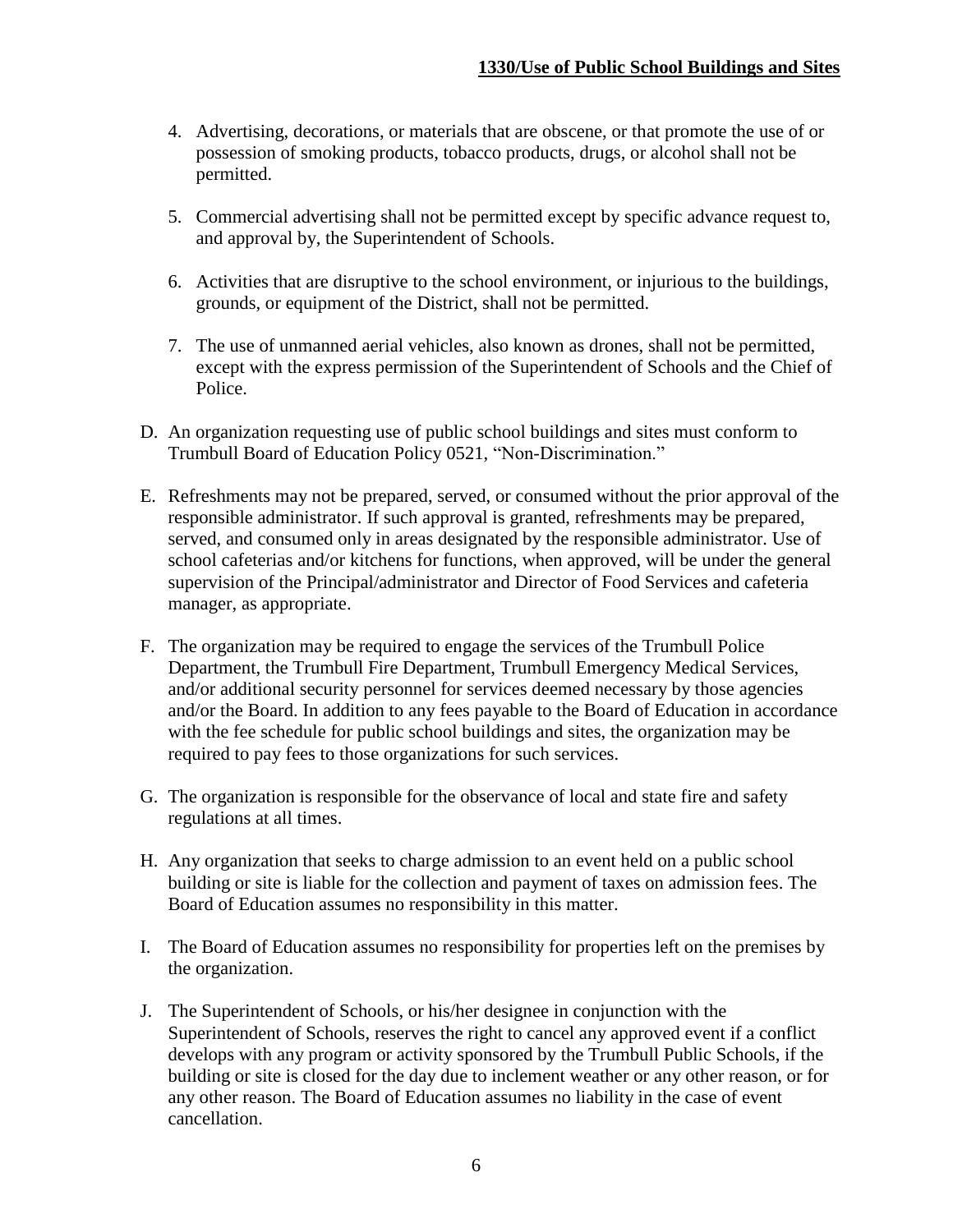4. Advertising, decorations, or materials that are obscene, or that promote the use of or possession of smoking products, tobacco products, drugs, or alcohol shall not be permitted.

5. Commercial advertising shall not be permitted except by specific advance request to, and approval by, the Superintendent of Schools.

6. Activities that are disruptive to the school environment, or injurious to the buildings, grounds, or equipment of the District, shall not be permitted.

7. The use of unmanned aerial vehicles, also known as drones, shall not be permitted, except with the express permission of the Superintendent of Schools and the Chief of Police.

D. An organization requesting use of public school buildings and sites must conform to Trumbull Board of Education Policy 0521, "Non-Discrimination."

E. Refreshments may not be prepared, served, or consumed without the prior approval of the responsible administrator. If such approval is granted, refreshments may be prepared, served, and consumed only in areas designated by the responsible administrator. Use of school cafeterias and/or kitchens for functions, when approved, will be under the general supervision of the Principal/administrator and Director of Food Services and cafeteria manager, as appropriate.

F. The organization may be required to engage the services of the Trumbull Police Department, the Trumbull Fire Department, Trumbull Emergency Medical Services, and/or additional security personnel for services deemed necessary by those agencies and/or the Board. In addition to any fees payable to the Board of Education in accordance with the fee schedule for public school buildings and sites, the organization may be required to pay fees to those organizations for such services.

G. The organization is responsible for the observance of local and state fire and safety regulations at all times.

H. Any organization that seeks to charge admission to an event held on a public school building or site is liable for the collection and payment of taxes on admission fees. The Board of Education assumes no responsibility in this matter.

I. The Board of Education assumes no responsibility for properties left on the premises by the organization.

J. The Superintendent of Schools, or his/her designee in conjunction with the Superintendent of Schools, reserves the right to cancel any approved event if a conflict develops with any program or activity sponsored by the Trumbull Public Schools, if the building or site is closed for the day due to inclement weather or any other reason, or for any other reason. The Board of Education assumes no liability in the case of event cancellation.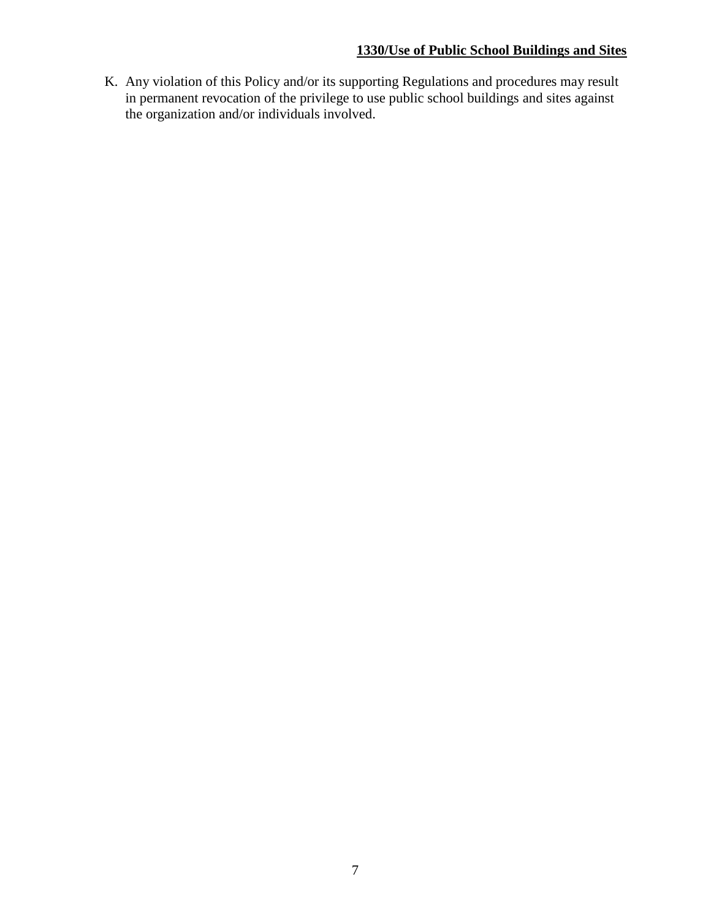K. Any violation of this Policy and/or its supporting Regulations and procedures may result in permanent revocation of the privilege to use public school buildings and sites against the organization and/or individuals involved.